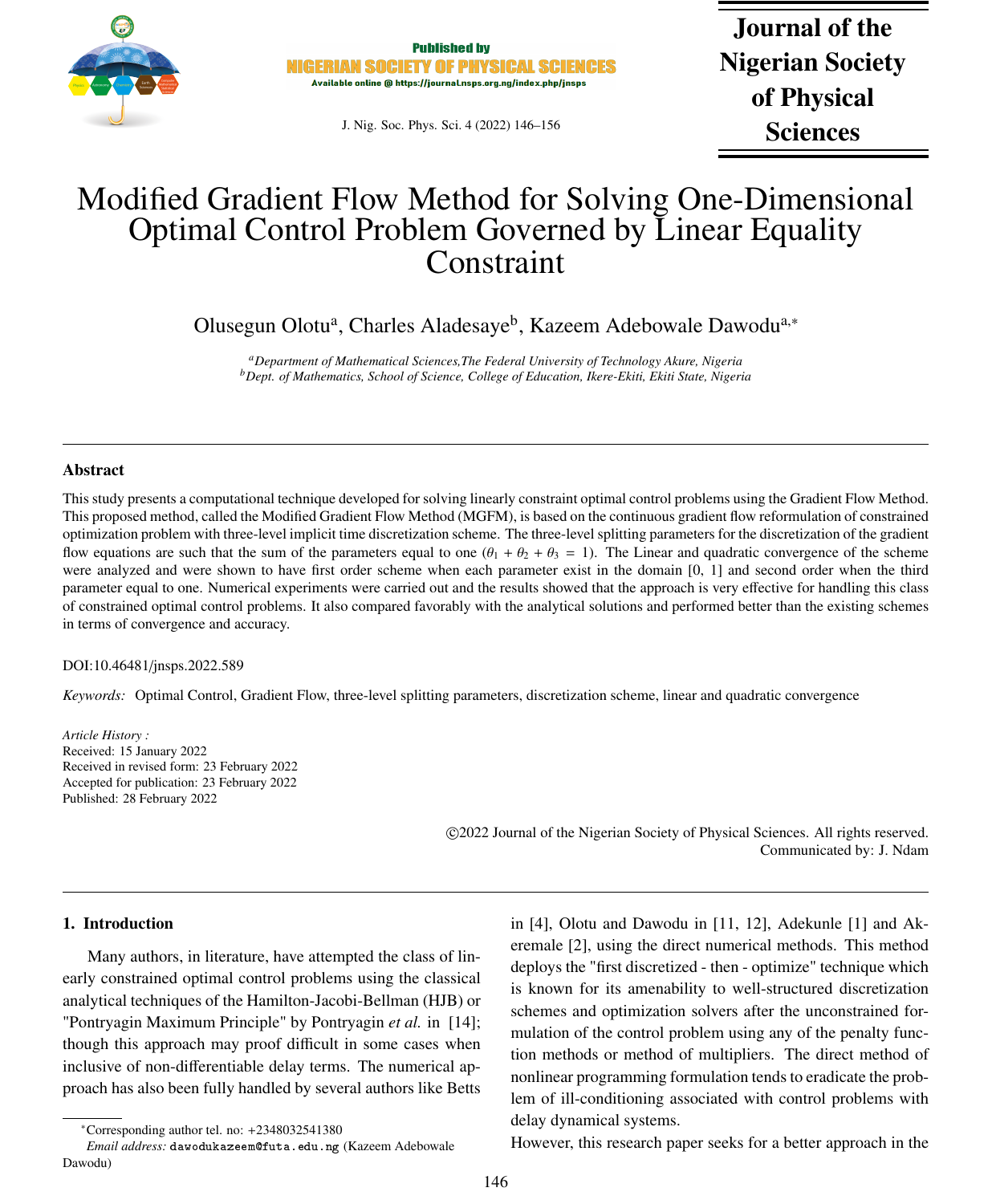# Modified Gradient Flow Method for Solving One-Dimensional Optimal Control Problem Governed by Linear Equality Constraint

Olusegun Olotu[a], Charles Aladesaye[b], Kazeem Adebowale Dawodu[a,*]

[a] *Department of Mathematical Sciences,The Federal University of Technology Akure, Nigeria*
[b] *Dept. of Mathematics, School of Science, College of Education, Ikere-Ekiti, Ekiti State, Nigeria*

## Abstract

This study presents a computational technique developed for solving linearly constraint optimal control problems using the Gradient Flow Method. This proposed method, called the Modified Gradient Flow Method (MGFM), is based on the continuous gradient flow reformulation of constrained optimization problem with three-level implicit time discretization scheme. The three-level splitting parameters for the discretization of the gradient flow equations are such that the sum of the parameters equal to one ($\theta_1 + \theta_2 + \theta_3 = 1$). The Linear and quadratic convergence of the scheme were analyzed and were shown to have first order scheme when each parameter exist in the domain [0, 1] and second order when the third parameter equal to one. Numerical experiments were carried out and the results showed that the approach is very effective for handling this class of constrained optimal control problems. It also compared favorably with the analytical solutions and performed better than the existing schemes in terms of convergence and accuracy.

DOI:10.46481/jnsps.2022.589

*Keywords:* Optimal Control, Gradient Flow, three-level splitting parameters, discretization scheme, linear and quadratic convergence

*Article History :*
Received: 15 January 2022
Received in revised form: 23 February 2022
Accepted for publication: 23 February 2022
Published: 28 February 2022

©2022 Journal of the Nigerian Society of Physical Sciences. All rights reserved.
Communicated by: J. Ndam

## 1. Introduction

Many authors, in literature, have attempted the class of linearly constrained optimal control problems using the classical analytical techniques of the Hamilton-Jacobi-Bellman (HJB) or "Pontryagin Maximum Principle" by Pontryagin *et al.* in [14]; though this approach may proof difficult in some cases when inclusive of non-differentiable delay terms. The numerical approach has also been fully handled by several authors like Betts in [4], Olotu and Dawodu in [11, 12], Adekunle [1] and Akeremale [2], using the direct numerical methods. This method deploys the "first discretized - then - optimize" technique which is known for its amenability to well-structured discretization schemes and optimization solvers after the unconstrained formulation of the control problem using any of the penalty function methods or method of multipliers. The direct method of nonlinear programming formulation tends to eradicate the problem of ill-conditioning associated with control problems with delay dynamical systems.

However, this research paper seeks for a better approach in the

*Corresponding author tel. no: +2348032541380
*Email address:* dawodukazeem@futa.edu.ng (Kazeem Adebowale Dawodu)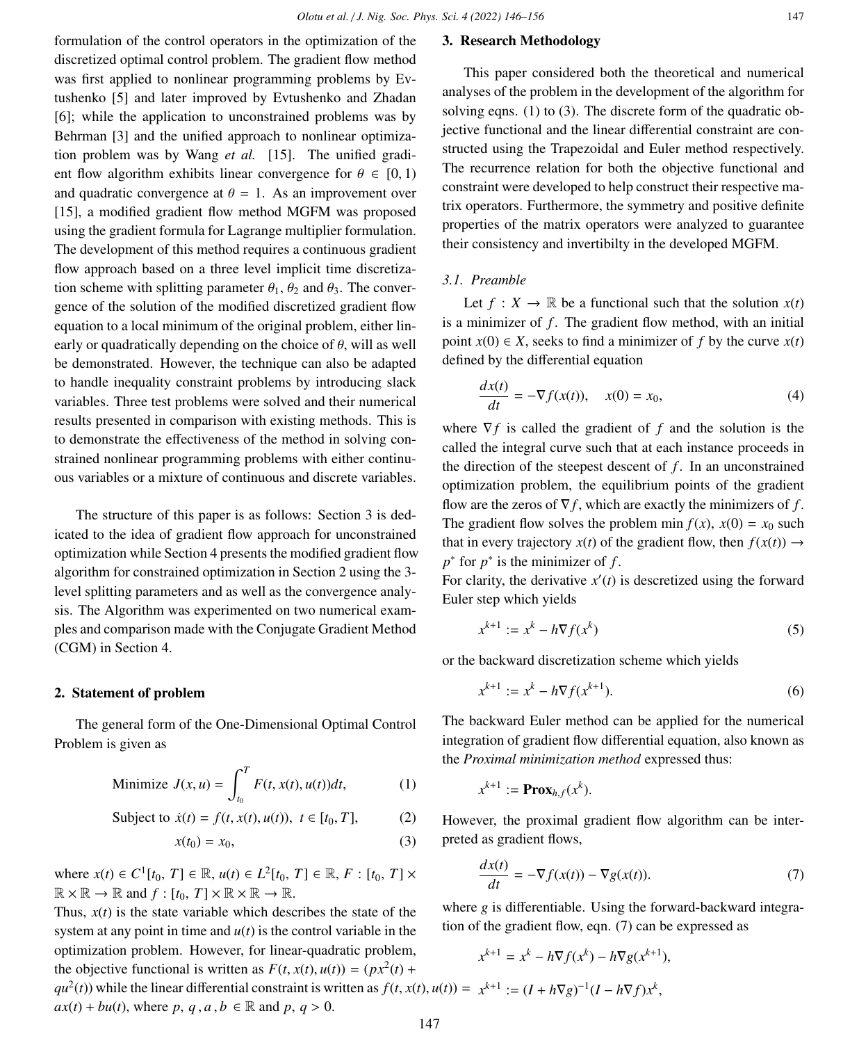formulation of the control operators in the optimization of the discretized optimal control problem. The gradient flow method was first applied to nonlinear programming problems by Evtushenko [5] and later improved by Evtushenko and Zhadan [6]; while the application to unconstrained problems was by Behrman [3] and the unified approach to nonlinear optimization problem was by Wang *et al.* [15]. The unified gradient flow algorithm exhibits linear convergence for $\theta \in [0, 1)$ and quadratic convergence at $\theta = 1$. As an improvement over [15], a modified gradient flow method MGFM was proposed using the gradient formula for Lagrange multiplier formulation. The development of this method requires a continuous gradient flow approach based on a three level implicit time discretization scheme with splitting parameter $\theta_1$, $\theta_2$ and $\theta_3$. The convergence of the solution of the modified discretized gradient flow equation to a local minimum of the original problem, either linearly or quadratically depending on the choice of $\theta$, will as well be demonstrated. However, the technique can also be adapted to handle inequality constraint problems by introducing slack variables. Three test problems were solved and their numerical results presented in comparison with existing methods. This is to demonstrate the effectiveness of the method in solving constrained nonlinear programming problems with either continuous variables or a mixture of continuous and discrete variables.

The structure of this paper is as follows: Section 3 is dedicated to the idea of gradient flow approach for unconstrained optimization while Section 4 presents the modified gradient flow algorithm for constrained optimization in Section 2 using the 3-level splitting parameters and as well as the convergence analysis. The Algorithm was experimented on two numerical examples and comparison made with the Conjugate Gradient Method (CGM) in Section 4.

## 2. Statement of problem

The general form of the One-Dimensional Optimal Control Problem is given as

$$\text{Minimize } J(x,u) = \int_{t_0}^{T} F(t, x(t), u(t))dt, \tag{1}$$

$$\text{Subject to } \dot{x}(t) = f(t, x(t), u(t)), \; t \in [t_0, T], \tag{2}$$

$$x(t_0) = x_0, \tag{3}$$

where $x(t) \in C^1[t_0, T] \in \mathbb{R}$, $u(t) \in L^2[t_0, T] \in \mathbb{R}$, $F : [t_0, T] \times \mathbb{R} \times \mathbb{R} \rightarrow \mathbb{R}$ and $f : [t_0, T] \times \mathbb{R} \times \mathbb{R} \rightarrow \mathbb{R}$.

Thus, $x(t)$ is the state variable which describes the state of the system at any point in time and $u(t)$ is the control variable in the optimization problem. However, for linear-quadratic problem, the objective functional is written as $F(t, x(t), u(t)) = (px^2(t) + qu^2(t))$ while the linear differential constraint is written as $f(t, x(t), u(t)) = ax(t) + bu(t)$, where $p,\ q,\ a,\ b \in \mathbb{R}$ and $p,\ q > 0$.

## 3. Research Methodology

This paper considered both the theoretical and numerical analyses of the problem in the development of the algorithm for solving eqns. (1) to (3). The discrete form of the quadratic objective functional and the linear differential constraint are constructed using the Trapezoidal and Euler method respectively. The recurrence relation for both the objective functional and constraint were developed to help construct their respective matrix operators. Furthermore, the symmetry and positive definite properties of the matrix operators were analyzed to guarantee their consistency and invertibilty in the developed MGFM.

### 3.1. Preamble

Let $f : X \rightarrow \mathbb{R}$ be a functional such that the solution $x(t)$ is a minimizer of $f$. The gradient flow method, with an initial point $x(0) \in X$, seeks to find a minimizer of $f$ by the curve $x(t)$ defined by the differential equation

$$\frac{dx(t)}{dt} = -\nabla f(x(t)), \quad x(0) = x_0, \tag{4}$$

where $\nabla f$ is called the gradient of $f$ and the solution is the called the integral curve such that at each instance proceeds in the direction of the steepest descent of $f$. In an unconstrained optimization problem, the equilibrium points of the gradient flow are the zeros of $\nabla f$, which are exactly the minimizers of $f$. The gradient flow solves the problem $\min f(x)$, $x(0) = x_0$ such that in every trajectory $x(t)$ of the gradient flow, then $f(x(t)) \rightarrow p^*$ for $p^*$ is the minimizer of $f$.

For clarity, the derivative $x'(t)$ is descretized using the forward Euler step which yields

$$x^{k+1} := x^k - h\nabla f(x^k) \tag{5}$$

or the backward discretization scheme which yields

$$x^{k+1} := x^k - h\nabla f(x^{k+1}). \tag{6}$$

The backward Euler method can be applied for the numerical integration of gradient flow differential equation, also known as the *Proximal minimization method* expressed thus:

$$x^{k+1} := \mathbf{Prox}_{h,f}(x^k).$$

However, the proximal gradient flow algorithm can be interpreted as gradient flows,

$$\frac{dx(t)}{dt} = -\nabla f(x(t)) - \nabla g(x(t)). \tag{7}$$

where $g$ is differentiable. Using the forward-backward integration of the gradient flow, eqn. (7) can be expressed as

$$x^{k+1} = x^k - h\nabla f(x^k) - h\nabla g(x^{k+1}),$$

$$x^{k+1} := (I + h\nabla g)^{-1}(I - h\nabla f)x^k,$$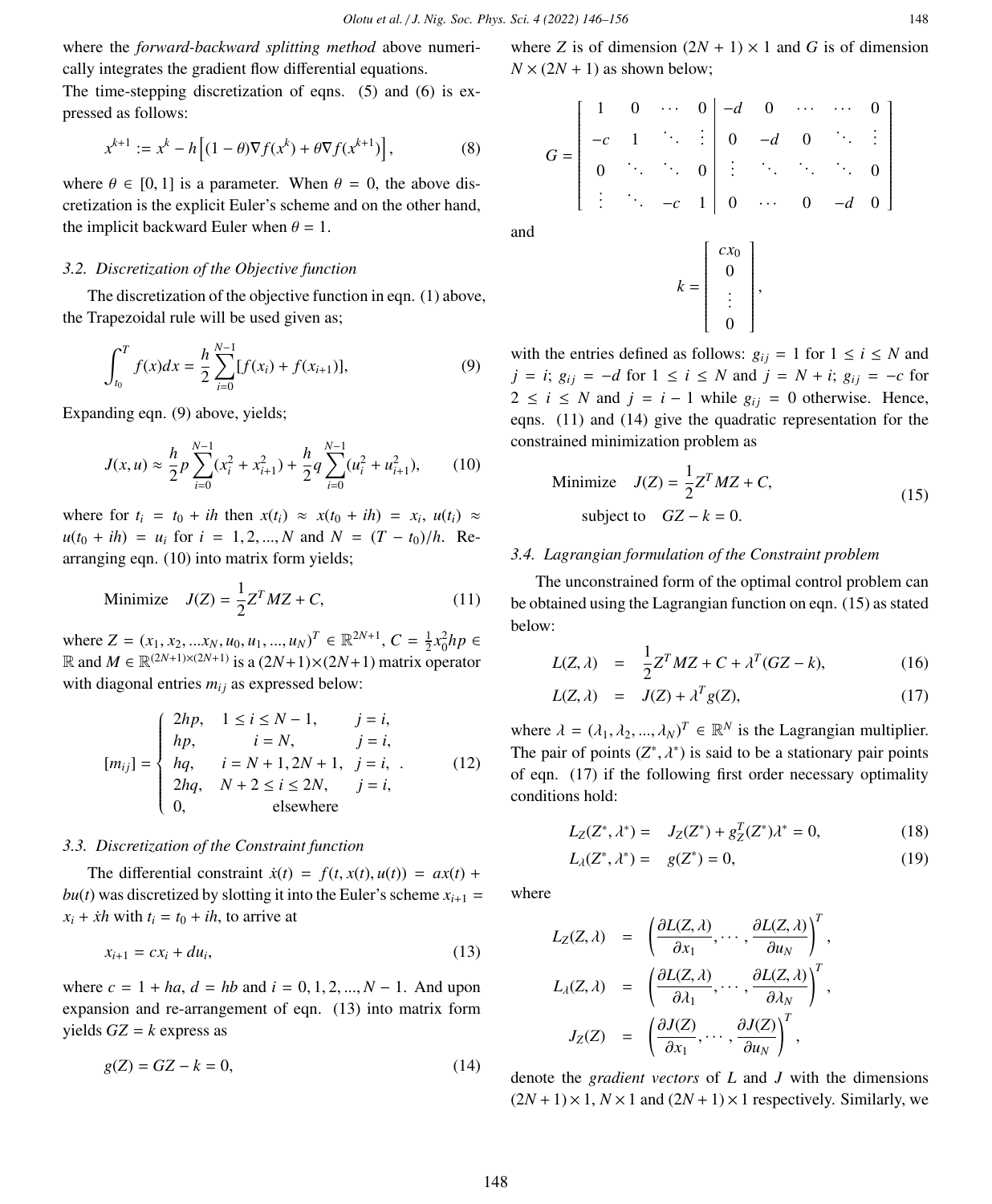where the *forward-backward splitting method* above numerically integrates the gradient flow differential equations.

The time-stepping discretization of eqns. (5) and (6) is expressed as follows:

$$x^{k+1} := x^k - h\left[(1-\theta)\nabla f(x^k) + \theta\nabla f(x^{k+1})\right], \tag{8}$$

where $\theta \in [0,1]$ is a parameter. When $\theta = 0$, the above discretization is the explicit Euler's scheme and on the other hand, the implicit backward Euler when $\theta = 1$.

### 3.2. Discretization of the Objective function

The discretization of the objective function in eqn. (1) above, the Trapezoidal rule will be used given as;

$$\int_{t_0}^{T} f(x)dx = \frac{h}{2}\sum_{i=0}^{N-1}[f(x_i) + f(x_{i+1})], \tag{9}$$

Expanding eqn. (9) above, yields;

$$J(x,u) \approx \frac{h}{2}p\sum_{i=0}^{N-1}(x_i^2 + x_{i+1}^2) + \frac{h}{2}q\sum_{i=0}^{N-1}(u_i^2 + u_{i+1}^2), \tag{10}$$

where for $t_i = t_0 + ih$ then $x(t_i) \approx x(t_0 + ih) = x_i$, $u(t_i) \approx u(t_0 + ih) = u_i$ for $i = 1, 2, ..., N$ and $N = (T - t_0)/h$. Rearranging eqn. (10) into matrix form yields;

$$\text{Minimize} \quad J(Z) = \frac{1}{2}Z^T MZ + C, \tag{11}$$

where $Z = (x_1, x_2, ...x_N, u_0, u_1, ..., u_N)^T \in \mathbb{R}^{2N+1}$, $C = \frac{1}{2}x_0^2 hp \in \mathbb{R}$ and $M \in \mathbb{R}^{(2N+1)\times(2N+1)}$ is a $(2N+1)\times(2N+1)$ matrix operator with diagonal entries $m_{ij}$ as expressed below:

$$[m_{ij}] = \begin{cases} 2hp, & 1 \le i \le N-1, \quad j = i, \\ hp, & i = N, \quad j = i, \\ hq, & i = N+1, 2N+1, \quad j = i, \\ 2hq, & N+2 \le i \le 2N, \quad j = i, \\ 0, & \text{elsewhere} \end{cases} . \tag{12}$$

### 3.3. Discretization of the Constraint function

The differential constraint $\dot{x}(t) = f(t, x(t), u(t)) = ax(t) + bu(t)$ was discretized by slotting it into the Euler's scheme $x_{i+1} = x_i + \dot{x}h$ with $t_i = t_0 + ih$, to arrive at

$$x_{i+1} = cx_i + du_i, \tag{13}$$

where $c = 1 + ha$, $d = hb$ and $i = 0, 1, 2, ..., N-1$. And upon expansion and re-arrangement of eqn. (13) into matrix form yields $GZ = k$ express as

$$g(Z) = GZ - k = 0, \tag{14}$$

where $Z$ is of dimension $(2N+1)\times 1$ and $G$ is of dimension $N \times (2N+1)$ as shown below;

$$G = \left[\begin{array}{cccc|cccccc} 1 & 0 & \cdots & 0 & -d & 0 & \cdots & \cdots & 0 \\ -c & 1 & \ddots & \vdots & 0 & -d & 0 & \ddots & \vdots \\ 0 & \ddots & \ddots & 0 & \vdots & \ddots & \ddots & \ddots & 0 \\ \vdots & \ddots & -c & 1 & 0 & \cdots & 0 & -d & 0 \end{array}\right]$$

and

$$k = \begin{bmatrix} cx_0 \\ 0 \\ \vdots \\ 0 \end{bmatrix},$$

with the entries defined as follows: $g_{ij} = 1$ for $1 \le i \le N$ and $j = i$; $g_{ij} = -d$ for $1 \le i \le N$ and $j = N+i$; $g_{ij} = -c$ for $2 \le i \le N$ and $j = i-1$ while $g_{ij} = 0$ otherwise. Hence, eqns. (11) and (14) give the quadratic representation for the constrained minimization problem as

$$\begin{aligned} \text{Minimize} \quad & J(Z) = \frac{1}{2}Z^T MZ + C, \\ \text{subject to} \quad & GZ - k = 0. \end{aligned} \tag{15}$$

### 3.4. Lagrangian formulation of the Constraint problem

The unconstrained form of the optimal control problem can be obtained using the Lagrangian function on eqn. (15) as stated below:

$$L(Z,\lambda) = \frac{1}{2}Z^T MZ + C + \lambda^T(GZ - k), \tag{16}$$

$$L(Z,\lambda) = J(Z) + \lambda^T g(Z), \tag{17}$$

where $\lambda = (\lambda_1, \lambda_2, ..., \lambda_N)^T \in \mathbb{R}^N$ is the Lagrangian multiplier. The pair of points $(Z^*, \lambda^*)$ is said to be a stationary pair points of eqn. (17) if the following first order necessary optimality conditions hold:

$$L_Z(Z^*, \lambda^*) = J_Z(Z^*) + g_Z^T(Z^*)\lambda^* = 0, \tag{18}$$

$$L_\lambda(Z^*, \lambda^*) = g(Z^*) = 0, \tag{19}$$

where

$$L_Z(Z,\lambda) = \left(\frac{\partial L(Z,\lambda)}{\partial x_1}, \cdots, \frac{\partial L(Z,\lambda)}{\partial u_N}\right)^T,$$

$$L_\lambda(Z,\lambda) = \left(\frac{\partial L(Z,\lambda)}{\partial \lambda_1}, \cdots, \frac{\partial L(Z,\lambda)}{\partial \lambda_N}\right)^T,$$

$$J_Z(Z) = \left(\frac{\partial J(Z)}{\partial x_1}, \cdots, \frac{\partial J(Z)}{\partial u_N}\right)^T,$$

denote the *gradient vectors* of $L$ and $J$ with the dimensions $(2N+1)\times 1$, $N \times 1$ and $(2N+1)\times 1$ respectively. Similarly, we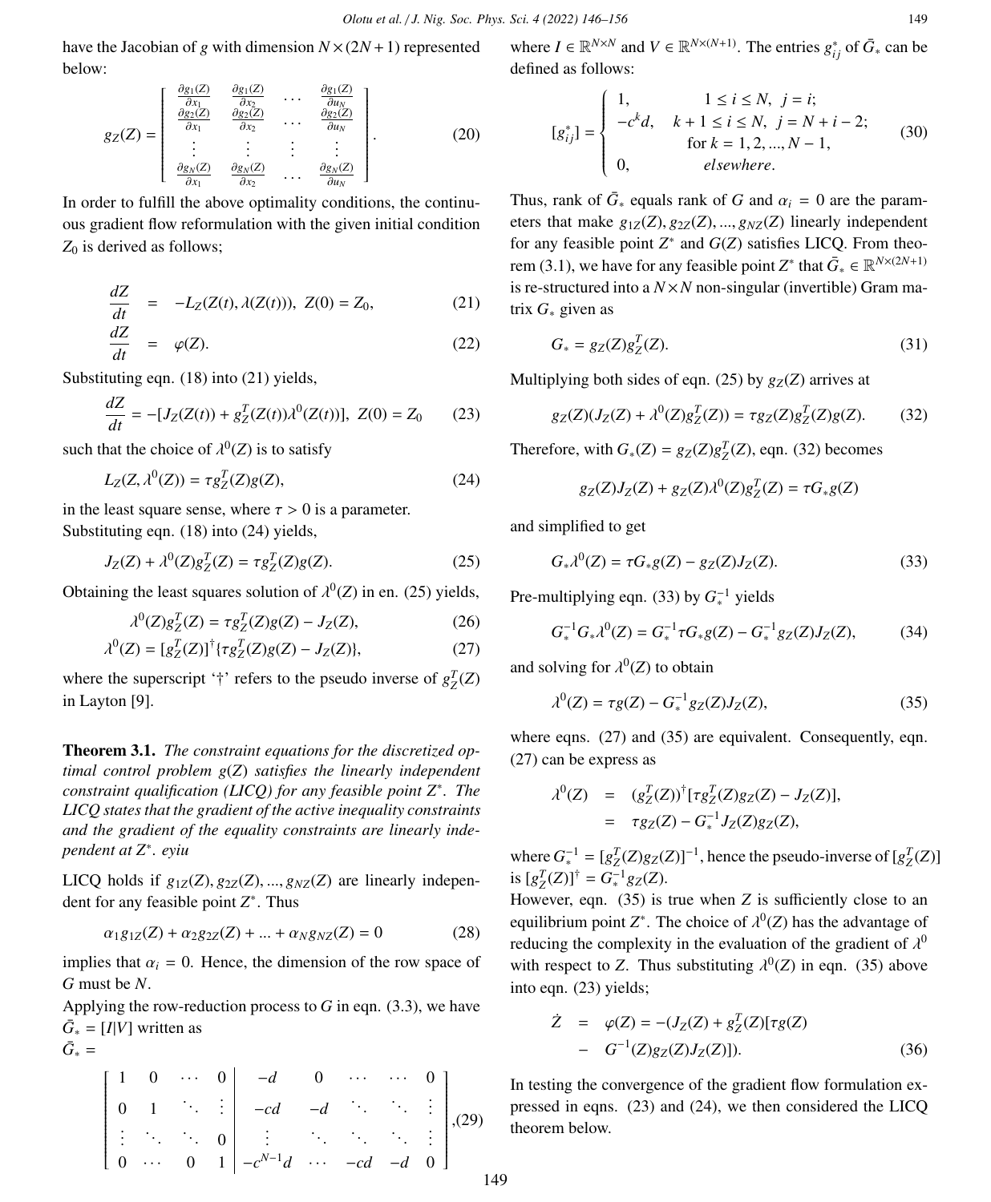have the Jacobian of $g$ with dimension $N \times (2N+1)$ represented below:

$$
g_Z(Z) = \begin{bmatrix} \frac{\partial g_1(Z)}{\partial x_1} & \frac{\partial g_1(Z)}{\partial x_2} & \cdots & \frac{\partial g_1(Z)}{\partial u_N} \\ \frac{\partial g_2(Z)}{\partial x_1} & \frac{\partial g_2(Z)}{\partial x_2} & \cdots & \frac{\partial g_2(Z)}{\partial u_N} \\ \vdots & \vdots & \vdots & \vdots \\ \frac{\partial g_N(Z)}{\partial x_1} & \frac{\partial g_N(Z)}{\partial x_2} & \cdots & \frac{\partial g_N(Z)}{\partial u_N} \end{bmatrix}. \tag{20}
$$

In order to fulfill the above optimality conditions, the continuous gradient flow reformulation with the given initial condition $Z_0$ is derived as follows;

$$
\frac{dZ}{dt} = -L_Z(Z(t), \lambda(Z(t))), \; Z(0) = Z_0, \tag{21}
$$

$$
\frac{dZ}{dt} = \varphi(Z). \tag{22}
$$

Substituting eqn. (18) into (21) yields,

$$
\frac{dZ}{dt} = -[J_Z(Z(t)) + g_Z^T(Z(t))\lambda^0(Z(t))], \; Z(0) = Z_0 \tag{23}
$$

such that the choice of $\lambda^0(Z)$ is to satisfy

$$
L_Z(Z, \lambda^0(Z)) = \tau g_Z^T(Z)g(Z), \tag{24}
$$

in the least square sense, where $\tau > 0$ is a parameter.
Substituting eqn. (18) into (24) yields,

$$
J_Z(Z) + \lambda^0(Z)g_Z^T(Z) = \tau g_Z^T(Z)g(Z). \tag{25}
$$

Obtaining the least squares solution of $\lambda^0(Z)$ in en. (25) yields,

$$
\lambda^0(Z)g_Z^T(Z) = \tau g_Z^T(Z)g(Z) - J_Z(Z), \tag{26}
$$

$$
\lambda^0(Z) = [g_Z^T(Z)]^{\dagger}\{\tau g_Z^T(Z)g(Z) - J_Z(Z)\}, \tag{27}
$$

where the superscript '†' refers to the pseudo inverse of $g_Z^T(Z)$ in Layton [9].

**Theorem 3.1.** *The constraint equations for the discretized optimal control problem $g(Z)$ satisfies the linearly independent constraint qualification (LICQ) for any feasible point $Z^*$. The LICQ states that the gradient of the active inequality constraints and the gradient of the equality constraints are linearly independent at $Z^*$. eyiu*

LICQ holds if $g_{1Z}(Z), g_{2Z}(Z), ..., g_{NZ}(Z)$ are linearly independent for any feasible point $Z^*$. Thus

$$
\alpha_1 g_{1Z}(Z) + \alpha_2 g_{2Z}(Z) + ... + \alpha_N g_{NZ}(Z) = 0 \tag{28}
$$

implies that $\alpha_i = 0$. Hence, the dimension of the row space of $G$ must be $N$.
Applying the row-reduction process to $G$ in eqn. (3.3), we have $\bar{G}_* = [I|V]$ written as
$\bar{G}_* =$

$$
\left[\begin{array}{cccc|cccccc} 1 & 0 & \cdots & 0 & -d & 0 & \cdots & \cdots & 0 \\ 0 & 1 & \ddots & \vdots & -cd & -d & \ddots & \ddots & \vdots \\ \vdots & \ddots & \ddots & 0 & \vdots & \ddots & \ddots & \ddots & \vdots \\ 0 & \cdots & 0 & 1 & -c^{N-1}d & \cdots & -cd & -d & 0 \end{array}\right], \tag{29}
$$

where $I \in \mathbb{R}^{N \times N}$ and $V \in \mathbb{R}^{N \times (N+1)}$. The entries $g_{ij}^*$ of $\bar{G}_*$ can be defined as follows:

$$
[g_{ij}^*] = \begin{cases} 1, & 1 \le i \le N, \; j = i; \\ -c^k d, & k+1 \le i \le N, \; j = N+i-2; \\ & \text{for } k = 1, 2, ..., N-1, \\ 0, & elsewhere. \end{cases} \tag{30}
$$

Thus, rank of $\bar{G}_*$ equals rank of $G$ and $\alpha_i = 0$ are the parameters that make $g_{1Z}(Z), g_{2Z}(Z), ..., g_{NZ}(Z)$ linearly independent for any feasible point $Z^*$ and $G(Z)$ satisfies LICQ. From theorem (3.1), we have for any feasible point $Z^*$ that $\bar{G}_* \in \mathbb{R}^{N \times (2N+1)}$ is re-structured into a $N \times N$ non-singular (invertible) Gram matrix $G_*$ given as

$$
G_* = g_Z(Z)g_Z^T(Z). \tag{31}
$$

Multiplying both sides of eqn. (25) by $g_Z(Z)$ arrives at

$$
g_Z(Z)(J_Z(Z) + \lambda^0(Z)g_Z^T(Z)) = \tau g_Z(Z)g_Z^T(Z)g(Z). \tag{32}
$$

Therefore, with $G_*(Z) = g_Z(Z)g_Z^T(Z)$, eqn. (32) becomes

$$
g_Z(Z)J_Z(Z) + g_Z(Z)\lambda^0(Z)g_Z^T(Z) = \tau G_* g(Z)
$$

and simplified to get

$$
G_*\lambda^0(Z) = \tau G_* g(Z) - g_Z(Z)J_Z(Z). \tag{33}
$$

Pre-multiplying eqn. (33) by $G_*^{-1}$ yields

$$
G_*^{-1}G_*\lambda^0(Z) = G_*^{-1}\tau G_* g(Z) - G_*^{-1}g_Z(Z)J_Z(Z), \tag{34}
$$

and solving for $\lambda^0(Z)$ to obtain

$$
\lambda^0(Z) = \tau g(Z) - G_*^{-1}g_Z(Z)J_Z(Z), \tag{35}
$$

where eqns. (27) and (35) are equivalent. Consequently, eqn. (27) can be express as

$$
\begin{aligned} \lambda^0(Z) &= (g_Z^T(Z))^{\dagger}[\tau g_Z^T(Z)g_Z(Z) - J_Z(Z)], \\ &= \tau g_Z(Z) - G_*^{-1}J_Z(Z)g_Z(Z), \end{aligned}
$$

where $G_*^{-1} = [g_Z^T(Z)g_Z(Z)]^{-1}$, hence the pseudo-inverse of $[g_Z^T(Z)]$ is $[g_Z^T(Z)]^{\dagger} = G_*^{-1}g_Z(Z)$.
However, eqn. (35) is true when $Z$ is sufficiently close to an equilibrium point $Z^*$. The choice of $\lambda^0(Z)$ has the advantage of reducing the complexity in the evaluation of the gradient of $\lambda^0$ with respect to $Z$. Thus substituting $\lambda^0(Z)$ in eqn. (35) above into eqn. (23) yields;

$$
\begin{aligned} \dot{Z} &= \varphi(Z) = -(J_Z(Z) + g_Z^T(Z)[\tau g(Z) \\ &- G^{-1}(Z)g_Z(Z)J_Z(Z)]). \end{aligned} \tag{36}
$$

In testing the convergence of the gradient flow formulation expressed in eqns. (23) and (24), we then considered the LICQ theorem below.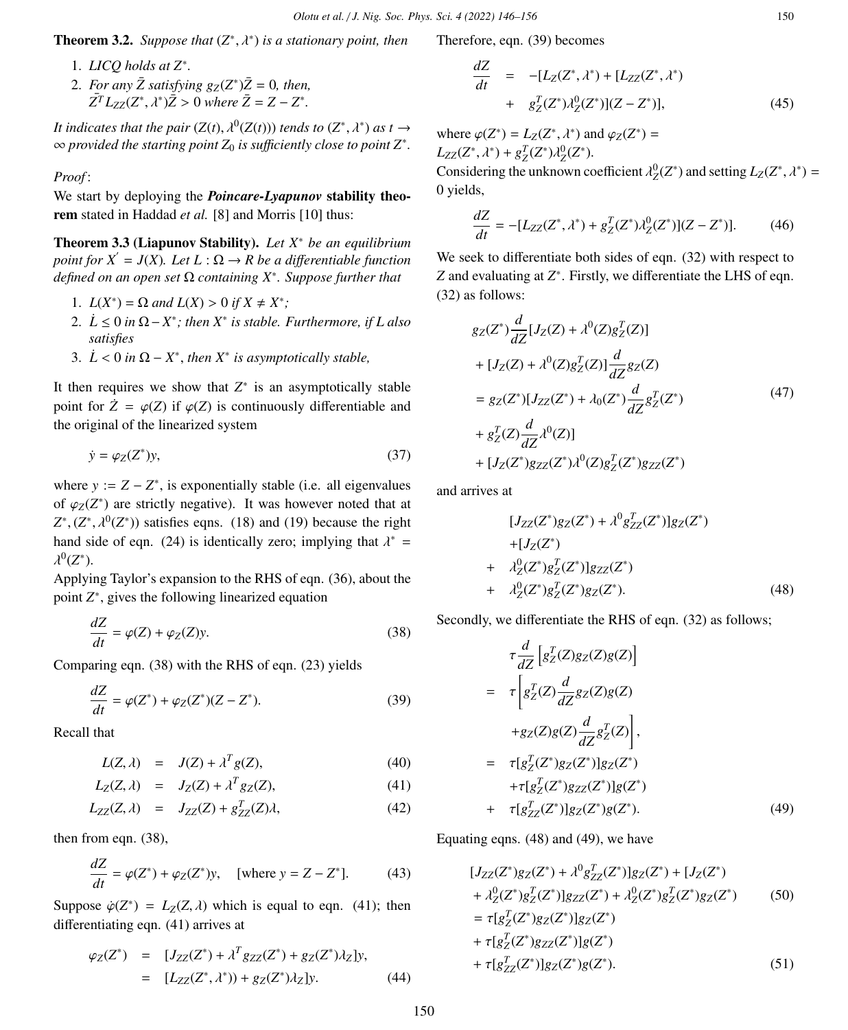**Theorem 3.2.** *Suppose that $(Z^*, \lambda^*)$ is a stationary point, then*

1. *LICQ holds at $Z^*$.*
2. *For any $\bar{Z}$ satisfying $g_Z(Z^*)\bar{Z} = 0$, then, $\bar{Z}^T L_{ZZ}(Z^*, \lambda^*)\bar{Z} > 0$ where $\bar{Z} = Z - Z^*$.*

*It indicates that the pair $(Z(t), \lambda^0(Z(t)))$ tends to $(Z^*, \lambda^*)$ as $t \to \infty$ provided the starting point $Z_0$ is sufficiently close to point $Z^*$.*

*Proof*:

We start by deploying the ***Poincare-Lyapunov*** **stability theorem** stated in Haddad *et al.* [8] and Morris [10] thus:

**Theorem 3.3 (Liapunov Stability).** *Let $X^*$ be an equilibrium point for $X' = J(X)$. Let $L : \Omega \to R$ be a differentiable function defined on an open set $\Omega$ containing $X^*$. Suppose further that*

1. *$L(X^*) = \Omega$ and $L(X) > 0$ if $X \neq X^*$;*
2. *$\dot{L} \leq 0$ in $\Omega - X^*$; then $X^*$ is stable. Furthermore, if $L$ also satisfies*
3. *$\dot{L} < 0$ in $\Omega - X^*$, then $X^*$ is asymptotically stable,*

It then requires we show that $Z^*$ is an asymptotically stable point for $\dot{Z} = \varphi(Z)$ if $\varphi(Z)$ is continuously differentiable and the original of the linearized system

$$\dot{y} = \varphi_Z(Z^*)y, \tag{37}$$

where $y := Z - Z^*$, is exponentially stable (i.e. all eigenvalues of $\varphi_Z(Z^*)$ are strictly negative). It was however noted that at $Z^*, (Z^*, \lambda^0(Z^*))$ satisfies eqns. (18) and (19) because the right hand side of eqn. (24) is identically zero; implying that $\lambda^* = \lambda^0(Z^*)$.

Applying Taylor's expansion to the RHS of eqn. (36), about the point $Z^*$, gives the following linearized equation

$$\frac{dZ}{dt} = \varphi(Z) + \varphi_Z(Z)y. \tag{38}$$

Comparing eqn. (38) with the RHS of eqn. (23) yields

$$\frac{dZ}{dt} = \varphi(Z^*) + \varphi_Z(Z^*)(Z - Z^*). \tag{39}$$

Recall that

$$\begin{aligned} L(Z, \lambda) &= J(Z) + \lambda^T g(Z), &(40)\\ L_Z(Z, \lambda) &= J_Z(Z) + \lambda^T g_Z(Z), &(41)\\ L_{ZZ}(Z, \lambda) &= J_{ZZ}(Z) + g_{ZZ}^T(Z)\lambda, &(42) \end{aligned}$$

then from eqn. (38),

$$\frac{dZ}{dt} = \varphi(Z^*) + \varphi_Z(Z^*)y, \quad [\text{where } y = Z - Z^*]. \tag{43}$$

Suppose $\dot{\varphi}(Z^*) = L_Z(Z, \lambda)$ which is equal to eqn. (41); then differentiating eqn. (41) arrives at

$$\begin{aligned} \varphi_Z(Z^*) &= [J_{ZZ}(Z^*) + \lambda^T g_{ZZ}(Z^*) + g_Z(Z^*)\lambda_Z]y, \\ &= [L_{ZZ}(Z^*, \lambda^*)) + g_Z(Z^*)\lambda_Z]y. \end{aligned} \tag{44}$$

Therefore, eqn. (39) becomes

$$\begin{aligned} \frac{dZ}{dt} &= -[L_Z(Z^*, \lambda^*) + [L_{ZZ}(Z^*, \lambda^*) \\ &+ g_Z^T(Z^*)\lambda_Z^0(Z^*)](Z - Z^*)], \end{aligned} \tag{45}$$

where $\varphi(Z^*) = L_Z(Z^*, \lambda^*)$ and $\varphi_Z(Z^*) = L_{ZZ}(Z^*, \lambda^*) + g_Z^T(Z^*)\lambda_Z^0(Z^*)$.

Considering the unknown coefficient $\lambda_Z^0(Z^*)$ and setting $L_Z(Z^*, \lambda^*) = 0$ yields,

$$\frac{dZ}{dt} = -[L_{ZZ}(Z^*, \lambda^*) + g_Z^T(Z^*)\lambda_Z^0(Z^*)](Z - Z^*)]. \tag{46}$$

We seek to differentiate both sides of eqn. (32) with respect to $Z$ and evaluating at $Z^*$. Firstly, we differentiate the LHS of eqn. (32) as follows:

$$\begin{aligned} & g_Z(Z^*)\frac{d}{dZ}[J_Z(Z) + \lambda^0(Z)g_Z^T(Z)] \\ & + [J_Z(Z) + \lambda^0(Z)g_Z^T(Z)]\frac{d}{dZ}g_Z(Z) \\ & = g_Z(Z^*)[J_{ZZ}(Z^*) + \lambda_0(Z^*)\frac{d}{dZ}g_Z^T(Z^*) \\ & + g_Z^T(Z)\frac{d}{dZ}\lambda^0(Z)] \\ & + [J_Z(Z^*)g_{ZZ}(Z^*)\lambda^0(Z)g_Z^T(Z^*)g_{ZZ}(Z^*) \end{aligned} \tag{47}$$

and arrives at

$$\begin{aligned} & [J_{ZZ}(Z^*)g_Z(Z^*) + \lambda^0 g_{ZZ}^T(Z^*)]g_Z(Z^*) \\ & +[J_Z(Z^*) \\ + & \lambda_Z^0(Z^*)g_Z^T(Z^*)]g_{ZZ}(Z^*) \\ + & \lambda_Z^0(Z^*)g_Z^T(Z^*)g_Z(Z^*). \end{aligned} \tag{48}$$

Secondly, we differentiate the RHS of eqn. (32) as follows;

$$\begin{aligned} & \tau\frac{d}{dZ}\left[g_Z^T(Z)g_Z(Z)g(Z)\right] \\ = & \tau\left[g_Z^T(Z)\frac{d}{dZ}g_Z(Z)g(Z)\right. \\ & \left. + g_Z(Z)g(Z)\frac{d}{dZ}g_Z^T(Z)\right], \\ = & \tau[g_Z^T(Z^*)g_Z(Z^*)]g_Z(Z^*) \\ & + \tau[g_Z^T(Z^*)g_{ZZ}(Z^*)]g(Z^*) \\ + & \tau[g_{ZZ}^T(Z^*)]g_Z(Z^*)g(Z^*). \end{aligned} \tag{49}$$

Equating eqns. (48) and (49), we have

$$\begin{aligned} & [J_{ZZ}(Z^*)g_Z(Z^*) + \lambda^0 g_{ZZ}^T(Z^*)]g_Z(Z^*) + [J_Z(Z^*) \\ & + \lambda_Z^0(Z^*)g_Z^T(Z^*)]g_{ZZ}(Z^*) + \lambda_Z^0(Z^*)g_Z^T(Z^*)g_Z(Z^*) \end{aligned} \tag{50}$$

$$\begin{aligned} & = \tau[g_Z^T(Z^*)g_Z(Z^*)]g_Z(Z^*) \\ & + \tau[g_Z^T(Z^*)g_{ZZ}(Z^*)]g(Z^*) \\ & + \tau[g_{ZZ}^T(Z^*)]g_Z(Z^*)g(Z^*). \end{aligned} \tag{51}$$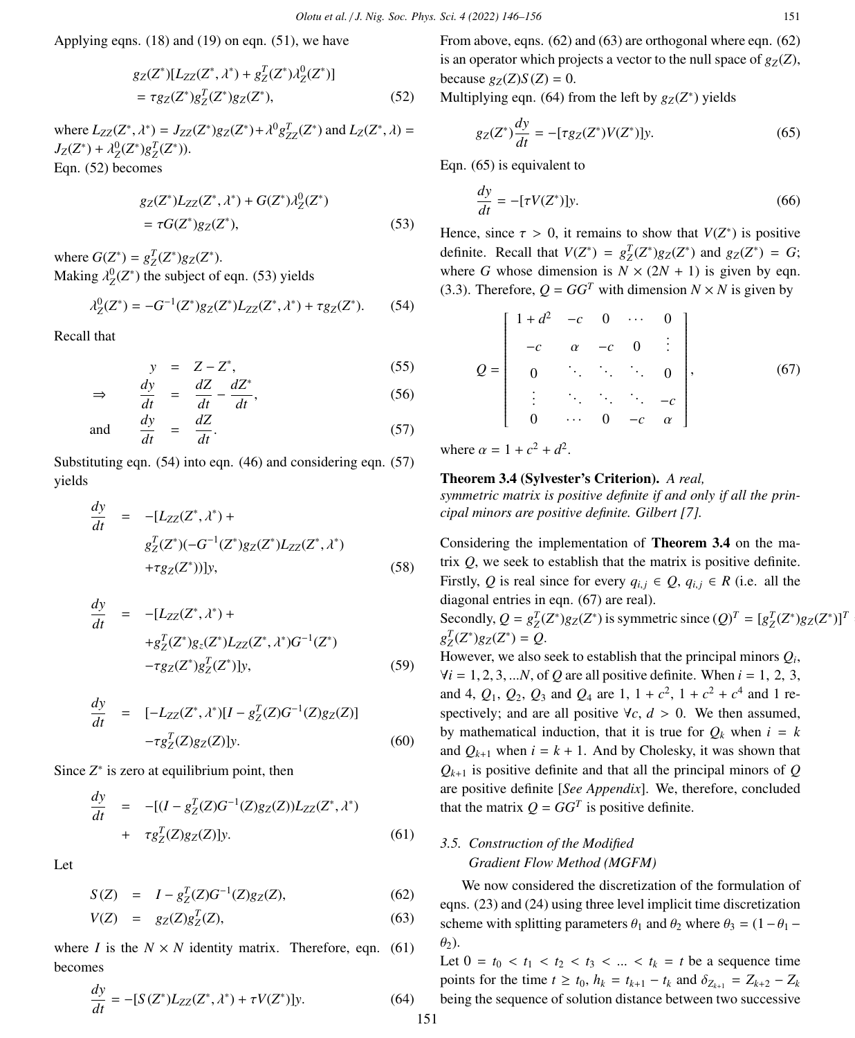Applying eqns. (18) and (19) on eqn. (51), we have

$$g_Z(Z^*)[L_{ZZ}(Z^*, \lambda^*) + g_Z^T(Z^*)\lambda_Z^0(Z^*)] = \tau g_Z(Z^*)g_Z^T(Z^*)g_Z(Z^*), \quad (52)$$

where $L_{ZZ}(Z^*, \lambda^*) = J_{ZZ}(Z^*)g_Z(Z^*) + \lambda^0 g_{ZZ}^T(Z^*)$ and $L_Z(Z^*, \lambda) = J_Z(Z^*) + \lambda_Z^0(Z^*)g_Z^T(Z^*))$.
Eqn. (52) becomes

$$g_Z(Z^*)L_{ZZ}(Z^*, \lambda^*) + G(Z^*)\lambda_Z^0(Z^*) = \tau G(Z^*)g_Z(Z^*), \quad (53)$$

where $G(Z^*) = g_Z^T(Z^*)g_Z(Z^*)$.
Making $\lambda_Z^0(Z^*)$ the subject of eqn. (53) yields

$$\lambda_Z^0(Z^*) = -G^{-1}(Z^*)g_Z(Z^*)L_{ZZ}(Z^*, \lambda^*) + \tau g_Z(Z^*). \quad (54)$$

Recall that

$$y = Z - Z^*, \quad (55)$$

$$\Rightarrow \quad \frac{dy}{dt} = \frac{dZ}{dt} - \frac{dZ^*}{dt}, \quad (56)$$

$$\text{and} \quad \frac{dy}{dt} = \frac{dZ}{dt}. \quad (57)$$

Substituting eqn. (54) into eqn. (46) and considering eqn. (57) yields

$$\frac{dy}{dt} = -[L_{ZZ}(Z^*, \lambda^*) + g_Z^T(Z^*)(-G^{-1}(Z^*)g_Z(Z^*)L_{ZZ}(Z^*, \lambda^*) + \tau g_Z(Z^*))]y, \quad (58)$$

$$\frac{dy}{dt} = -[L_{ZZ}(Z^*, \lambda^*) + +g_Z^T(Z^*)g_z(Z^*)L_{ZZ}(Z^*, \lambda^*)G^{-1}(Z^*) - \tau g_Z(Z^*)g_Z^T(Z^*)]y, \quad (59)$$

$$\frac{dy}{dt} = [-L_{ZZ}(Z^*, \lambda^*)[I - g_Z^T(Z)G^{-1}(Z)g_Z(Z)] - \tau g_Z^T(Z)g_Z(Z)]y. \quad (60)$$

Since $Z^*$ is zero at equilibrium point, then

$$\frac{dy}{dt} = -[(I - g_Z^T(Z)G^{-1}(Z)g_Z(Z))L_{ZZ}(Z^*, \lambda^*) + \tau g_Z^T(Z)g_Z(Z)]y. \quad (61)$$

Let

$$S(Z) = I - g_Z^T(Z)G^{-1}(Z)g_Z(Z), \quad (62)$$

$$V(Z) = g_Z(Z)g_Z^T(Z), \quad (63)$$

where $I$ is the $N \times N$ identity matrix. Therefore, eqn. (61) becomes

$$\frac{dy}{dt} = -[S(Z^*)L_{ZZ}(Z^*, \lambda^*) + \tau V(Z^*)]y. \quad (64)$$

From above, eqns. (62) and (63) are orthogonal where eqn. (62) is an operator which projects a vector to the null space of $g_Z(Z)$, because $g_Z(Z)S(Z) = 0$.
Multiplying eqn. (64) from the left by $g_Z(Z^*)$ yields

$$g_Z(Z^*)\frac{dy}{dt} = -[\tau g_Z(Z^*)V(Z^*)]y. \quad (65)$$

Eqn. (65) is equivalent to

$$\frac{dy}{dt} = -[\tau V(Z^*)]y. \quad (66)$$

Hence, since $\tau > 0$, it remains to show that $V(Z^*)$ is positive definite. Recall that $V(Z^*) = g_Z^T(Z^*)g_Z(Z^*)$ and $g_Z(Z^*) = G$; where $G$ whose dimension is $N \times (2N + 1)$ is given by eqn. (3.3). Therefore, $Q = GG^T$ with dimension $N \times N$ is given by

$$Q = \begin{bmatrix} 1+d^2 & -c & 0 & \cdots & 0 \\ -c & \alpha & -c & 0 & \vdots \\ 0 & \ddots & \ddots & \ddots & 0 \\ \vdots & \ddots & \ddots & \ddots & -c \\ 0 & \cdots & 0 & -c & \alpha \end{bmatrix}, \quad (67)$$

where $\alpha = 1 + c^2 + d^2$.

**Theorem 3.4 (Sylvester's Criterion).** *A real, symmetric matrix is positive definite if and only if all the principal minors are positive definite. Gilbert [7].*

Considering the implementation of **Theorem 3.4** on the matrix $Q$, we seek to establish that the matrix is positive definite. Firstly, $Q$ is real since for every $q_{i,j} \in Q$, $q_{i,j} \in R$ (i.e. all the diagonal entries in eqn. (67) are real).
Secondly, $Q = g_Z^T(Z^*)g_Z(Z^*)$ is symmetric since $(Q)^T = [g_Z^T(Z^*)g_Z(Z^*)]^T = g_Z^T(Z^*)g_Z(Z^*) = Q$.
However, we also seek to establish that the principal minors $Q_i$, $\forall i = 1, 2, 3, ...N$, of $Q$ are all positive definite. When $i = 1, 2, 3$, and 4, $Q_1$, $Q_2$, $Q_3$ and $Q_4$ are 1, $1 + c^2$, $1 + c^2 + c^4$ and 1 respectively; and are all positive $\forall c, d > 0$. We then assumed, by mathematical induction, that it is true for $Q_k$ when $i = k$ and $Q_{k+1}$ when $i = k + 1$. And by Cholesky, it was shown that $Q_{k+1}$ is positive definite and that all the principal minors of $Q$ are positive definite [*See Appendix*]. We, therefore, concluded that the matrix $Q = GG^T$ is positive definite.

### 3.5. Construction of the Modified Gradient Flow Method (MGFM)

We now considered the discretization of the formulation of eqns. (23) and (24) using three level implicit time discretization scheme with splitting parameters $\theta_1$ and $\theta_2$ where $\theta_3 = (1 - \theta_1 - \theta_2)$.
Let $0 = t_0 < t_1 < t_2 < t_3 < ... < t_k = t$ be a sequence time points for the time $t \geq t_0$, $h_k = t_{k+1} - t_k$ and $\delta_{Z_{k+1}} = Z_{k+2} - Z_k$ being the sequence of solution distance between two successive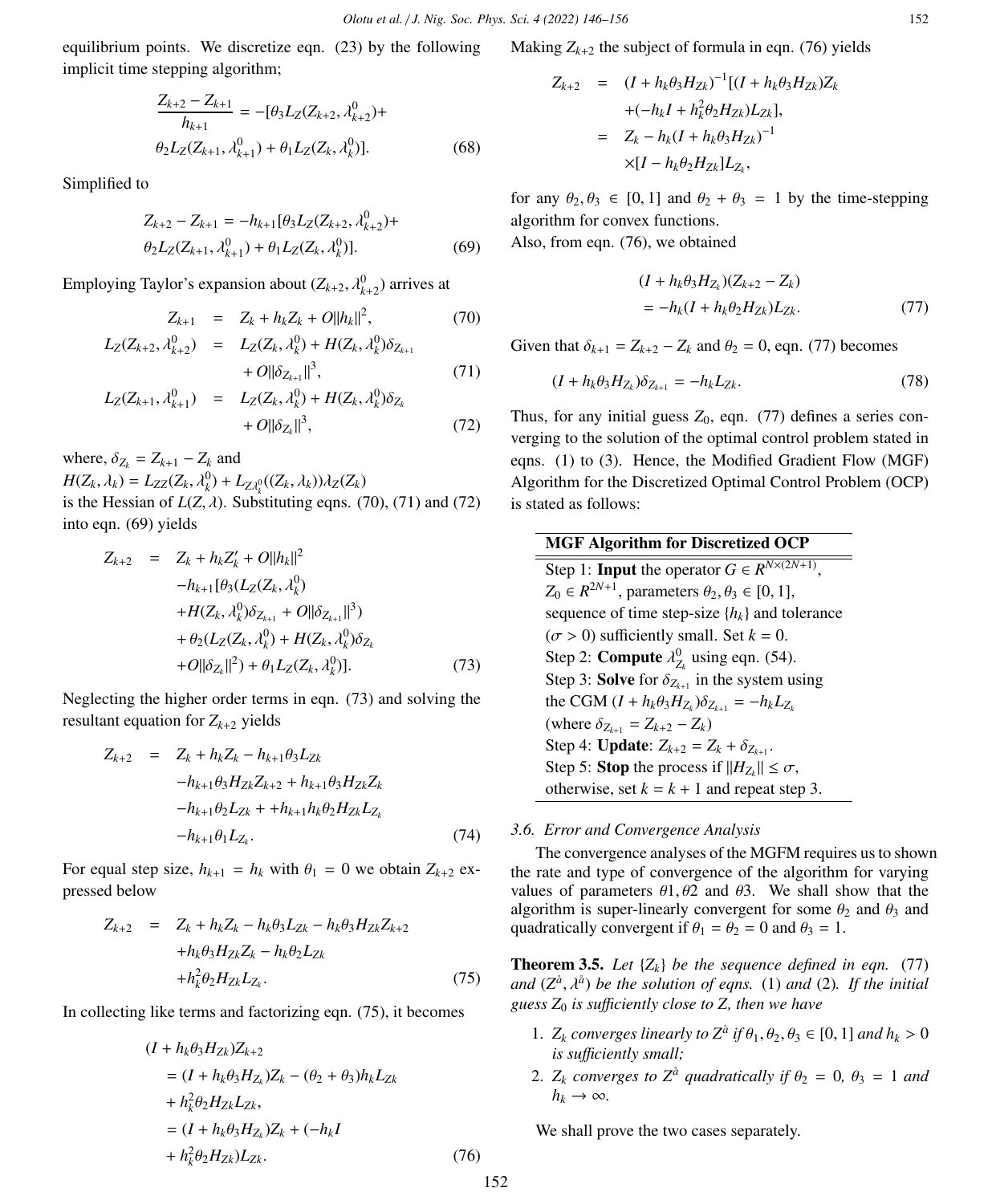equilibrium points. We discretize eqn. (23) by the following implicit time stepping algorithm;

$$\frac{Z_{k+2}-Z_{k+1}}{h_{k+1}} = -[\theta_3 L_Z(Z_{k+2},\lambda^0_{k+2})+ \theta_2 L_Z(Z_{k+1},\lambda^0_{k+1})+\theta_1 L_Z(Z_k,\lambda^0_k)]. \quad (68)$$

Simplified to

$$Z_{k+2}-Z_{k+1} = -h_{k+1}[\theta_3 L_Z(Z_{k+2},\lambda^0_{k+2})+ \theta_2 L_Z(Z_{k+1},\lambda^0_{k+1})+\theta_1 L_Z(Z_k,\lambda^0_k)]. \quad (69)$$

Employing Taylor's expansion about $(Z_{k+2},\lambda^0_{k+2})$ arrives at

$$\begin{aligned} Z_{k+1} &= Z_k + h_k Z_k + O\|h_k\|^2, && (70)\\ L_Z(Z_{k+2},\lambda^0_{k+2}) &= L_Z(Z_k,\lambda^0_k) + H(Z_k,\lambda^0_k)\delta_{Z_{k+1}} \\ &\quad + O\|\delta_{Z_{k+1}}\|^3, && (71)\\ L_Z(Z_{k+1},\lambda^0_{k+1}) &= L_Z(Z_k,\lambda^0_k) + H(Z_k,\lambda^0_k)\delta_{Z_k} \\ &\quad + O\|\delta_{Z_k}\|^3, && (72)\end{aligned}$$

where, $\delta_{Z_k} = Z_{k+1}-Z_k$ and
$H(Z_k,\lambda_k) = L_{ZZ}(Z_k,\lambda^0_k) + L_{Z\lambda^0_k}((Z_k,\lambda_k))\lambda_Z(Z_k)$
is the Hessian of $L(Z,\lambda)$. Substituting eqns. (70), (71) and (72) into eqn. (69) yields

$$\begin{aligned} Z_{k+2} &= Z_k + h_k Z'_k + O\|h_k\|^2 \\ &\quad -h_{k+1}[\theta_3(L_Z(Z_k,\lambda^0_k) \\ &\quad +H(Z_k,\lambda^0_k)\delta_{Z_{k+1}} + O\|\delta_{Z_{k+1}}\|^3) \\ &\quad +\theta_2(L_Z(Z_k,\lambda^0_k)+H(Z_k,\lambda^0_k)\delta_{Z_k} \\ &\quad +O\|\delta_{Z_k}\|^2)+\theta_1 L_Z(Z_k,\lambda^0_k)]. && (73)\end{aligned}$$

Neglecting the higher order terms in eqn. (73) and solving the resultant equation for $Z_{k+2}$ yields

$$\begin{aligned} Z_{k+2} &= Z_k + h_k Z_k - h_{k+1}\theta_3 L_{Zk} \\ &\quad -h_{k+1}\theta_3 H_{Zk}Z_{k+2} + h_{k+1}\theta_3 H_{Zk}Z_k \\ &\quad -h_{k+1}\theta_2 L_{Zk} + +h_{k+1}h_k\theta_2 H_{Zk}L_{Z_k} \\ &\quad -h_{k+1}\theta_1 L_{Z_k}. && (74)\end{aligned}$$

For equal step size, $h_{k+1} = h_k$ with $\theta_1 = 0$ we obtain $Z_{k+2}$ expressed below

$$\begin{aligned} Z_{k+2} &= Z_k + h_k Z_k - h_k\theta_3 L_{Zk} - h_k\theta_3 H_{Zk}Z_{k+2} \\ &\quad +h_k\theta_3 H_{Zk}Z_k - h_k\theta_2 L_{Zk} \\ &\quad +h_k^2\theta_2 H_{Zk}L_{Z_k}. && (75)\end{aligned}$$

In collecting like terms and factorizing eqn. (75), it becomes

$$\begin{aligned} &(I+h_k\theta_3 H_{Zk})Z_{k+2} \\ &= (I+h_k\theta_3 H_{Z_k})Z_k - (\theta_2+\theta_3)h_k L_{Zk} \\ &\quad + h_k^2\theta_2 H_{Zk}L_{Zk}, \\ &= (I+h_k\theta_3 H_{Z_k})Z_k + (-h_k I \\ &\quad + h_k^2\theta_2 H_{Zk})L_{Zk}. && (76)\end{aligned}$$

Making $Z_{k+2}$ the subject of formula in eqn. (76) yields

$$\begin{aligned} Z_{k+2} &= (I+h_k\theta_3 H_{Zk})^{-1}[(I+h_k\theta_3 H_{Zk})Z_k \\ &\quad +(-h_k I + h_k^2\theta_2 H_{Zk})L_{Zk}], \\ &= Z_k - h_k(I+h_k\theta_3 H_{Zk})^{-1} \\ &\quad \times[I - h_k\theta_2 H_{Zk}]L_{Z_k},\end{aligned}$$

for any $\theta_2,\theta_3 \in [0,1]$ and $\theta_2+\theta_3 = 1$ by the time-stepping algorithm for convex functions.
Also, from eqn. (76), we obtained

$$\begin{aligned} &(I+h_k\theta_3 H_{Z_k})(Z_{k+2}-Z_k) \\ &= -h_k(I+h_k\theta_2 H_{Zk})L_{Zk}. && (77)\end{aligned}$$

Given that $\delta_{k+1} = Z_{k+2}-Z_k$ and $\theta_2 = 0$, eqn. (77) becomes

$$(I+h_k\theta_3 H_{Z_k})\delta_{Z_{k+1}} = -h_k L_{Zk}. \quad (78)$$

Thus, for any initial guess $Z_0$, eqn. (77) defines a series converging to the solution of the optimal control problem stated in eqns. (1) to (3). Hence, the Modified Gradient Flow (MGF) Algorithm for the Discretized Optimal Control Problem (OCP) is stated as follows:

| **MGF Algorithm for Discretized OCP** |
|---|
| Step 1: **Input** the operator $G \in R^{N\times(2N+1)}$, $Z_0 \in R^{2N+1}$, parameters $\theta_2,\theta_3 \in [0,1]$, sequence of time step-size $\{h_k\}$ and tolerance $(\sigma > 0)$ sufficiently small. Set $k = 0$. |
| Step 2: **Compute** $\lambda^0_{Z_k}$ using eqn. (54). |
| Step 3: **Solve** for $\delta_{Z_{k+1}}$ in the system using the CGM $(I+h_k\theta_3 H_{Z_k})\delta_{Z_{k+1}} = -h_k L_{Z_k}$ (where $\delta_{Z_{k+1}} = Z_{k+2}-Z_k$) |
| Step 4: **Update**: $Z_{k+2} = Z_k + \delta_{Z_{k+1}}$. |
| Step 5: **Stop** the process if $\|H_{Z_k}\| \le \sigma$, otherwise, set $k = k+1$ and repeat step 3. |

### 3.6. Error and Convergence Analysis

The convergence analyses of the MGFM requires us to shown the rate and type of convergence of the algorithm for varying values of parameters $\theta1, \theta2$ and $\theta3$. We shall show that the algorithm is super-linearly convergent for some $\theta_2$ and $\theta_3$ and quadratically convergent if $\theta_1 = \theta_2 = 0$ and $\theta_3 = 1$.

**Theorem 3.5.** *Let $\{Z_k\}$ be the sequence defined in eqn.* (77) *and $(Z^{å},\lambda^{å})$ be the solution of eqns.* (1) *and* (2)*. If the initial guess $Z_0$ is sufficiently close to $Z$, then we have*

1. *$Z_k$ converges linearly to $Z^{å}$ if $\theta_1,\theta_2,\theta_3 \in [0,1]$ and $h_k > 0$ is sufficiently small;*
2. *$Z_k$ converges to $Z^{å}$ quadratically if $\theta_2 = 0$, $\theta_3 = 1$ and $h_k \to \infty$.*

We shall prove the two cases separately.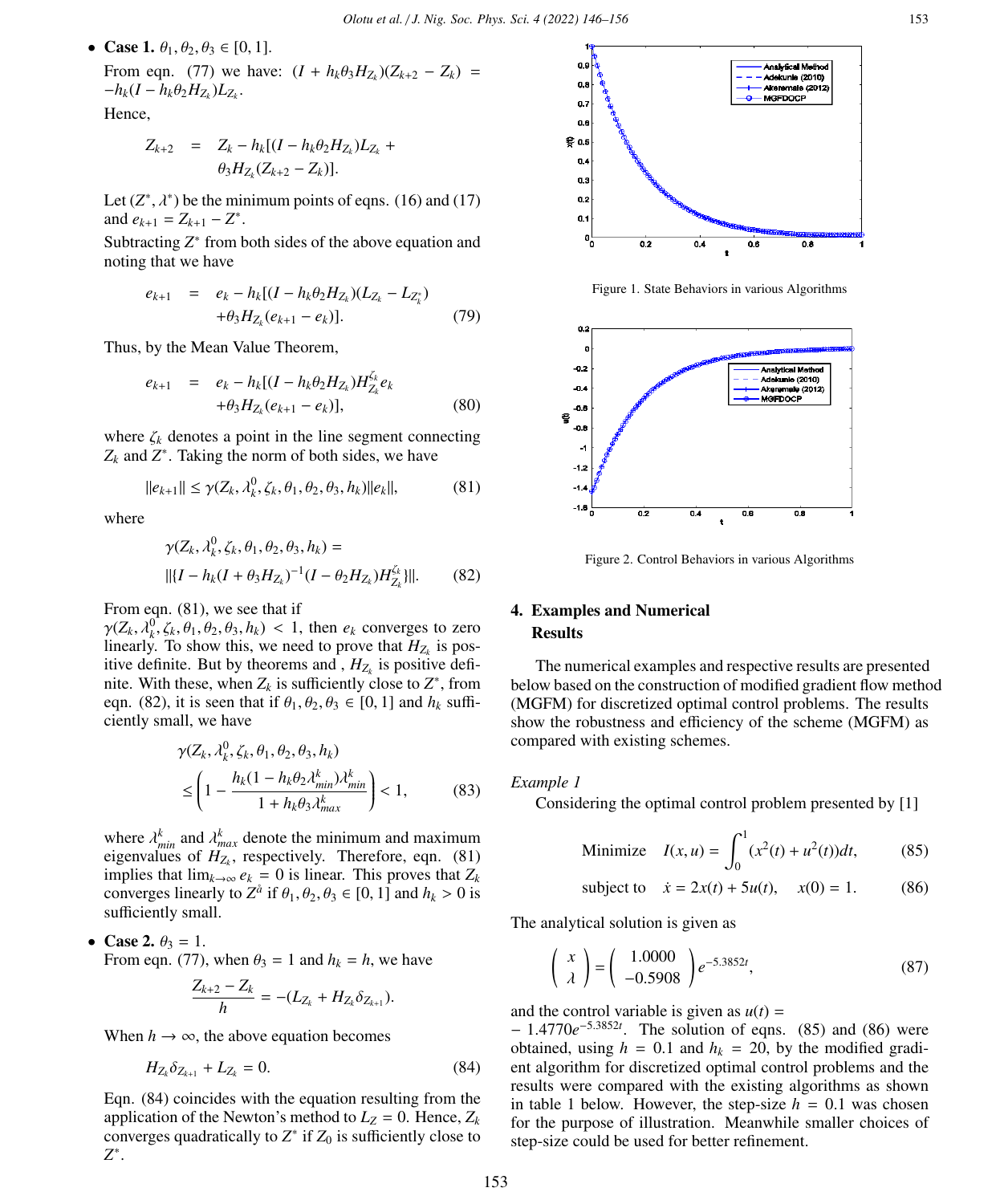- **Case 1.** $\theta_1, \theta_2, \theta_3 \in [0, 1]$.

  From eqn. (77) we have: $(I + h_k\theta_3 H_{Z_k})(Z_{k+2} - Z_k) = -h_k(I - h_k\theta_2 H_{Z_k})L_{Z_k}$.

  Hence,

$$Z_{k+2} = Z_k - h_k[(I - h_k\theta_2 H_{Z_k})L_{Z_k} + \theta_3 H_{Z_k}(Z_{k+2} - Z_k)].$$

  Let $(Z^*, \lambda^*)$ be the minimum points of eqns. (16) and (17) and $e_{k+1} = Z_{k+1} - Z^*$.

  Subtracting $Z^*$ from both sides of the above equation and noting that we have

$$e_{k+1} = e_k - h_k[(I - h_k\theta_2 H_{Z_k})(L_{Z_k} - L_{Z_k^*}) + \theta_3 H_{Z_k}(e_{k+1} - e_k)]. \quad (79)$$

  Thus, by the Mean Value Theorem,

$$e_{k+1} = e_k - h_k[(I - h_k\theta_2 H_{Z_k})H_{Z_k}^{\zeta_k} e_k + \theta_3 H_{Z_k}(e_{k+1} - e_k)], \quad (80)$$

  where $\zeta_k$ denotes a point in the line segment connecting $Z_k$ and $Z^*$. Taking the norm of both sides, we have

$$\|e_{k+1}\| \leq \gamma(Z_k, \lambda_k^0, \zeta_k, \theta_1, \theta_2, \theta_3, h_k)\|e_k\|, \quad (81)$$

  where

$$\gamma(Z_k, \lambda_k^0, \zeta_k, \theta_1, \theta_2, \theta_3, h_k) = \|\{I - h_k(I + \theta_3 H_{Z_k})^{-1}(I - \theta_2 H_{Z_k})H_{Z_k}^{\zeta_k}\}\|. \quad (82)$$

  From eqn. (81), we see that if $\gamma(Z_k, \lambda_k^0, \zeta_k, \theta_1, \theta_2, \theta_3, h_k) < 1$, then $e_k$ converges to zero linearly. To show this, we need to prove that $H_{Z_k}$ is positive definite. But by theorems and , $H_{Z_k}$ is positive definite. With these, when $Z_k$ is sufficiently close to $Z^*$, from eqn. (82), it is seen that if $\theta_1, \theta_2, \theta_3 \in [0, 1]$ and $h_k$ sufficiently small, we have

$$\gamma(Z_k, \lambda_k^0, \zeta_k, \theta_1, \theta_2, \theta_3, h_k) \leq \left(1 - \frac{h_k(1 - h_k\theta_2\lambda_{min}^k)\lambda_{min}^k}{1 + h_k\theta_3\lambda_{max}^k}\right) < 1, \quad (83)$$

  where $\lambda_{min}^k$ and $\lambda_{max}^k$ denote the minimum and maximum eigenvalues of $H_{Z_k}$, respectively. Therefore, eqn. (81) implies that $\lim_{k\to\infty} e_k = 0$ is linear. This proves that $Z_k$ converges linearly to $Z^{\hat{a}}$ if $\theta_1, \theta_2, \theta_3 \in [0, 1]$ and $h_k > 0$ is sufficiently small.

- **Case 2.** $\theta_3 = 1$.

  From eqn. (77), when $\theta_3 = 1$ and $h_k = h$, we have

$$\frac{Z_{k+2} - Z_k}{h} = -(L_{Z_k} + H_{Z_k}\delta_{Z_{k+1}}).$$

  When $h \to \infty$, the above equation becomes

$$H_{Z_k}\delta_{Z_{k+1}} + L_{Z_k} = 0. \quad (84)$$

  Eqn. (84) coincides with the equation resulting from the application of the Newton's method to $L_Z = 0$. Hence, $Z_k$ converges quadratically to $Z^*$ if $Z_0$ is sufficiently close to $Z^*$.

Figure 1. State Behaviors in various Algorithms

Figure 2. Control Behaviors in various Algorithms

## 4. Examples and Numerical Results

The numerical examples and respective results are presented below based on the construction of modified gradient flow method (MGFM) for discretized optimal control problems. The results show the robustness and efficiency of the scheme (MGFM) as compared with existing schemes.

*Example 1*

Considering the optimal control problem presented by [1]

$$\text{Minimize} \quad I(x, u) = \int_0^1 (x^2(t) + u^2(t))dt, \quad (85)$$

$$\text{subject to} \quad \dot{x} = 2x(t) + 5u(t), \quad x(0) = 1. \quad (86)$$

The analytical solution is given as

$$\begin{pmatrix} x \\ \lambda \end{pmatrix} = \begin{pmatrix} 1.0000 \\ -0.5908 \end{pmatrix} e^{-5.3852t}, \quad (87)$$

and the control variable is given as $u(t) = -1.4770e^{-5.3852t}$. The solution of eqns. (85) and (86) were obtained, using $h = 0.1$ and $h_k = 20$, by the modified gradient algorithm for discretized optimal control problems and the results were compared with the existing algorithms as shown in table 1 below. However, the step-size $h = 0.1$ was chosen for the purpose of illustration. Meanwhile smaller choices of step-size could be used for better refinement.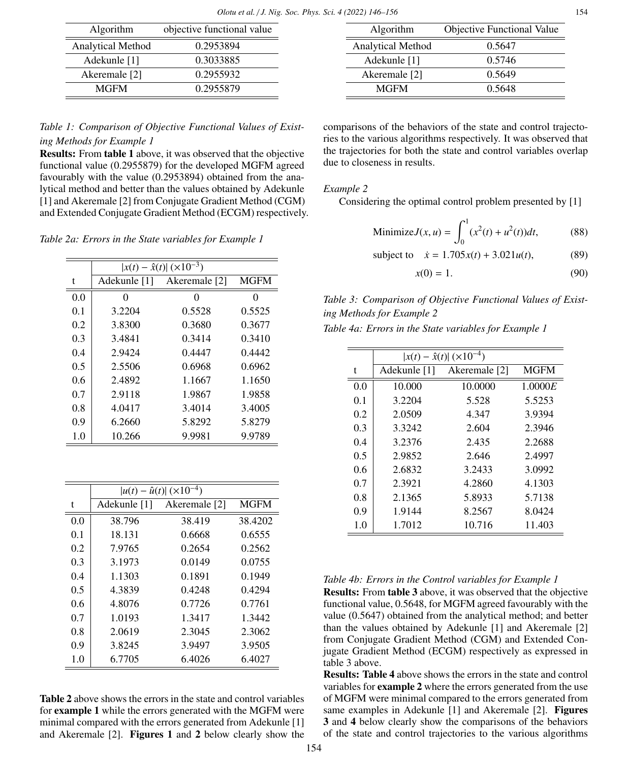| Algorithm | objective functional value |
|---|---|
| Analytical Method | 0.2953894 |
| Adekunle [1] | 0.3033885 |
| Akeremale [2] | 0.2955932 |
| MGFM | 0.2955879 |

*Table 1: Comparison of Objective Functional Values of Existing Methods for Example 1*

**Results:** From **table 1** above, it was observed that the objective functional value (0.2955879) for the developed MGFM agreed favourably with the value (0.2953894) obtained from the analytical method and better than the values obtained by Adekunle [1] and Akeremale [2] from Conjugate Gradient Method (CGM) and Extended Conjugate Gradient Method (ECGM) respectively.

*Table 2a: Errors in the State variables for Example 1*

| | $\lvert x(t) - \hat{x}(t)\rvert$ $(\times 10^{-3})$ | | |
|---|---|---|---|
| t | Adekunle [1] | Akeremale [2] | MGFM |
| 0.0 | 0 | 0 | 0 |
| 0.1 | 3.2204 | 0.5528 | 0.5525 |
| 0.2 | 3.8300 | 0.3680 | 0.3677 |
| 0.3 | 3.4841 | 0.3414 | 0.3410 |
| 0.4 | 2.9424 | 0.4447 | 0.4442 |
| 0.5 | 2.5506 | 0.6968 | 0.6962 |
| 0.6 | 2.4892 | 1.1667 | 1.1650 |
| 0.7 | 2.9118 | 1.9867 | 1.9858 |
| 0.8 | 4.0417 | 3.4014 | 3.4005 |
| 0.9 | 6.2660 | 5.8292 | 5.8279 |
| 1.0 | 10.266 | 9.9981 | 9.9789 |

| | $\lvert u(t) - \hat{u}(t)\rvert$ $(\times 10^{-4})$ | | |
|---|---|---|---|
| t | Adekunle [1] | Akeremale [2] | MGFM |
| 0.0 | 38.796 | 38.419 | 38.4202 |
| 0.1 | 18.131 | 0.6668 | 0.6555 |
| 0.2 | 7.9765 | 0.2654 | 0.2562 |
| 0.3 | 3.1973 | 0.0149 | 0.0755 |
| 0.4 | 1.1303 | 0.1891 | 0.1949 |
| 0.5 | 4.3839 | 0.4248 | 0.4294 |
| 0.6 | 4.8076 | 0.7726 | 0.7761 |
| 0.7 | 1.0193 | 1.3417 | 1.3442 |
| 0.8 | 2.0619 | 2.3045 | 2.3062 |
| 0.9 | 3.8245 | 3.9497 | 3.9505 |
| 1.0 | 6.7705 | 6.4026 | 6.4027 |

**Table 2** above shows the errors in the state and control variables for **example 1** while the errors generated with the MGFM were minimal compared with the errors generated from Adekunle [1] and Akeremale [2]. **Figures 1** and **2** below clearly show the comparisons of the behaviors of the state and control trajectories to the various algorithms respectively. It was observed that the trajectories for both the state and control variables overlap due to closeness in results.

*Example 2*

Considering the optimal control problem presented by [1]

$$\text{Minimize} J(x,u) = \int_0^1 (x^2(t) + u^2(t))dt, \tag{88}$$

$$\text{subject to} \quad \dot{x} = 1.705x(t) + 3.021u(t), \tag{89}$$

$$x(0) = 1. \tag{90}$$

| Algorithm | Objective Functional Value |
|---|---|
| Analytical Method | 0.5647 |
| Adekunle [1] | 0.5746 |
| Akeremale [2] | 0.5649 |
| MGFM | 0.5648 |

*Table 3: Comparison of Objective Functional Values of Existing Methods for Example 2*

*Table 4a: Errors in the State variables for Example 1*

| | $\lvert x(t) - \hat{x}(t)\rvert$ $(\times 10^{-4})$ | | |
|---|---|---|---|
| t | Adekunle [1] | Akeremale [2] | MGFM |
| 0.0 | 10.000 | 10.0000 | 1.0000$E$ |
| 0.1 | 3.2204 | 5.528 | 5.5253 |
| 0.2 | 2.0509 | 4.347 | 3.9394 |
| 0.3 | 3.3242 | 2.604 | 2.3946 |
| 0.4 | 3.2376 | 2.435 | 2.2688 |
| 0.5 | 2.9852 | 2.646 | 2.4997 |
| 0.6 | 2.6832 | 3.2433 | 3.0992 |
| 0.7 | 2.3921 | 4.2860 | 4.1303 |
| 0.8 | 2.1365 | 5.8933 | 5.7138 |
| 0.9 | 1.9144 | 8.2567 | 8.0424 |
| 1.0 | 1.7012 | 10.716 | 11.403 |

*Table 4b: Errors in the Control variables for Example 1*

**Results:** From **table 3** above, it was observed that the objective functional value, 0.5648, for MGFM agreed favourably with the value (0.5647) obtained from the analytical method; and better than the values obtained by Adekunle [1] and Akeremale [2] from Conjugate Gradient Method (CGM) and Extended Conjugate Gradient Method (ECGM) respectively as expressed in table 3 above.

**Results: Table 4** above shows the errors in the state and control variables for **example 2** where the errors generated from the use of MGFM were minimal compared to the errors generated from same examples in Adekunle [1] and Akeremale [2]. **Figures 3** and **4** below clearly show the comparisons of the behaviors of the state and control trajectories to the various algorithms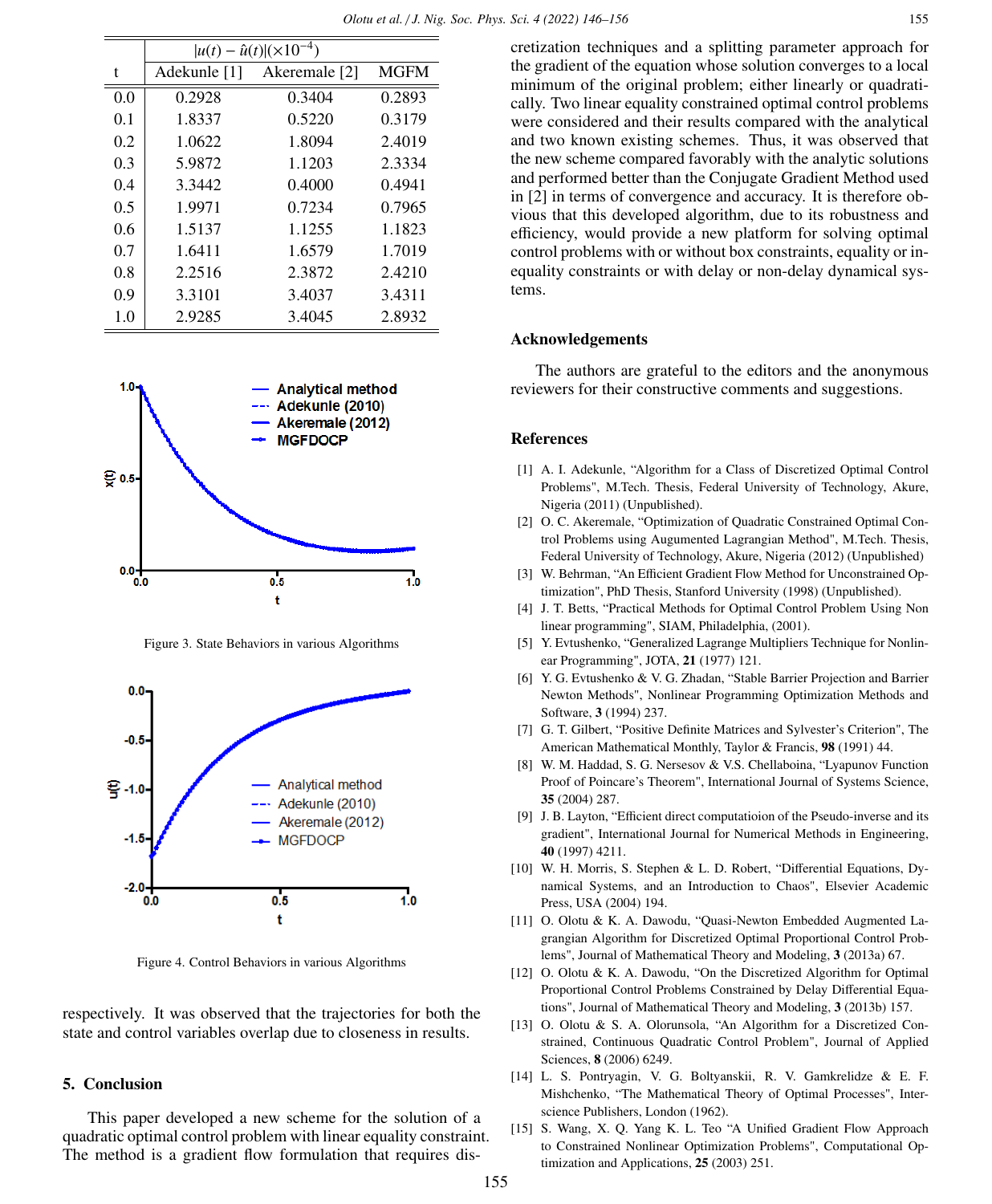| | $\lvert u(t) - \hat{u}(t) \rvert (\times 10^{-4})$ | | |
|---|---|---|---|
| t | Adekunle [1] | Akeremale [2] | MGFM |
| 0.0 | 0.2928 | 0.3404 | 0.2893 |
| 0.1 | 1.8337 | 0.5220 | 0.3179 |
| 0.2 | 1.0622 | 1.8094 | 2.4019 |
| 0.3 | 5.9872 | 1.1203 | 2.3334 |
| 0.4 | 3.3442 | 0.4000 | 0.4941 |
| 0.5 | 1.9971 | 0.7234 | 0.7965 |
| 0.6 | 1.5137 | 1.1255 | 1.1823 |
| 0.7 | 1.6411 | 1.6579 | 1.7019 |
| 0.8 | 2.2516 | 2.3872 | 2.4210 |
| 0.9 | 3.3101 | 3.4037 | 3.4311 |
| 1.0 | 2.9285 | 3.4045 | 2.8932 |

Figure 3. State Behaviors in various Algorithms

Figure 4. Control Behaviors in various Algorithms

respectively. It was observed that the trajectories for both the state and control variables overlap due to closeness in results.

## 5. Conclusion

This paper developed a new scheme for the solution of a quadratic optimal control problem with linear equality constraint. The method is a gradient flow formulation that requires discretization techniques and a splitting parameter approach for the gradient of the equation whose solution converges to a local minimum of the original problem; either linearly or quadratically. Two linear equality constrained optimal control problems were considered and their results compared with the analytical and two known existing schemes. Thus, it was observed that the new scheme compared favorably with the analytic solutions and performed better than the Conjugate Gradient Method used in [2] in terms of convergence and accuracy. It is therefore obvious that this developed algorithm, due to its robustness and efficiency, would provide a new platform for solving optimal control problems with or without box constraints, equality or inequality constraints or with delay or non-delay dynamical systems.

## Acknowledgements

The authors are grateful to the editors and the anonymous reviewers for their constructive comments and suggestions.

## References

[1] A. I. Adekunle, "Algorithm for a Class of Discretized Optimal Control Problems", M.Tech. Thesis, Federal University of Technology, Akure, Nigeria (2011) (Unpublished).

[2] O. C. Akeremale, "Optimization of Quadratic Constrained Optimal Control Problems using Augumented Lagrangian Method", M.Tech. Thesis, Federal University of Technology, Akure, Nigeria (2012) (Unpublished)

[3] W. Behrman, "An Efficient Gradient Flow Method for Unconstrained Optimization", PhD Thesis, Stanford University (1998) (Unpublished).

[4] J. T. Betts, "Practical Methods for Optimal Control Problem Using Non linear programming", SIAM, Philadelphia, (2001).

[5] Y. Evtushenko, "Generalized Lagrange Multipliers Technique for Nonlinear Programming", JOTA, **21** (1977) 121.

[6] Y. G. Evtushenko & V. G. Zhadan, "Stable Barrier Projection and Barrier Newton Methods", Nonlinear Programming Optimization Methods and Software, **3** (1994) 237.

[7] G. T. Gilbert, "Positive Definite Matrices and Sylvester's Criterion", The American Mathematical Monthly, Taylor & Francis, **98** (1991) 44.

[8] W. M. Haddad, S. G. Nersesov & V.S. Chellaboina, "Lyapunov Function Proof of Poincare's Theorem", International Journal of Systems Science, **35** (2004) 287.

[9] J. B. Layton, "Efficient direct computatioion of the Pseudo-inverse and its gradient", International Journal for Numerical Methods in Engineering, **40** (1997) 4211.

[10] W. H. Morris, S. Stephen & L. D. Robert, "Differential Equations, Dynamical Systems, and an Introduction to Chaos", Elsevier Academic Press, USA (2004) 194.

[11] O. Olotu & K. A. Dawodu, "Quasi-Newton Embedded Augmented Lagrangian Algorithm for Discretized Optimal Proportional Control Problems", Journal of Mathematical Theory and Modeling, **3** (2013a) 67.

[12] O. Olotu & K. A. Dawodu, "On the Discretized Algorithm for Optimal Proportional Control Problems Constrained by Delay Differential Equations", Journal of Mathematical Theory and Modeling, **3** (2013b) 157.

[13] O. Olotu & S. A. Olorunsola, "An Algorithm for a Discretized Constrained, Continuous Quadratic Control Problem", Journal of Applied Sciences, **8** (2006) 6249.

[14] L. S. Pontryagin, V. G. Boltyanskii, R. V. Gamkrelidze & E. F. Mishchenko, "The Mathematical Theory of Optimal Processes", Interscience Publishers, London (1962).

[15] S. Wang, X. Q. Yang K. L. Teo "A Unified Gradient Flow Approach to Constrained Nonlinear Optimization Problems", Computational Optimization and Applications, **25** (2003) 251.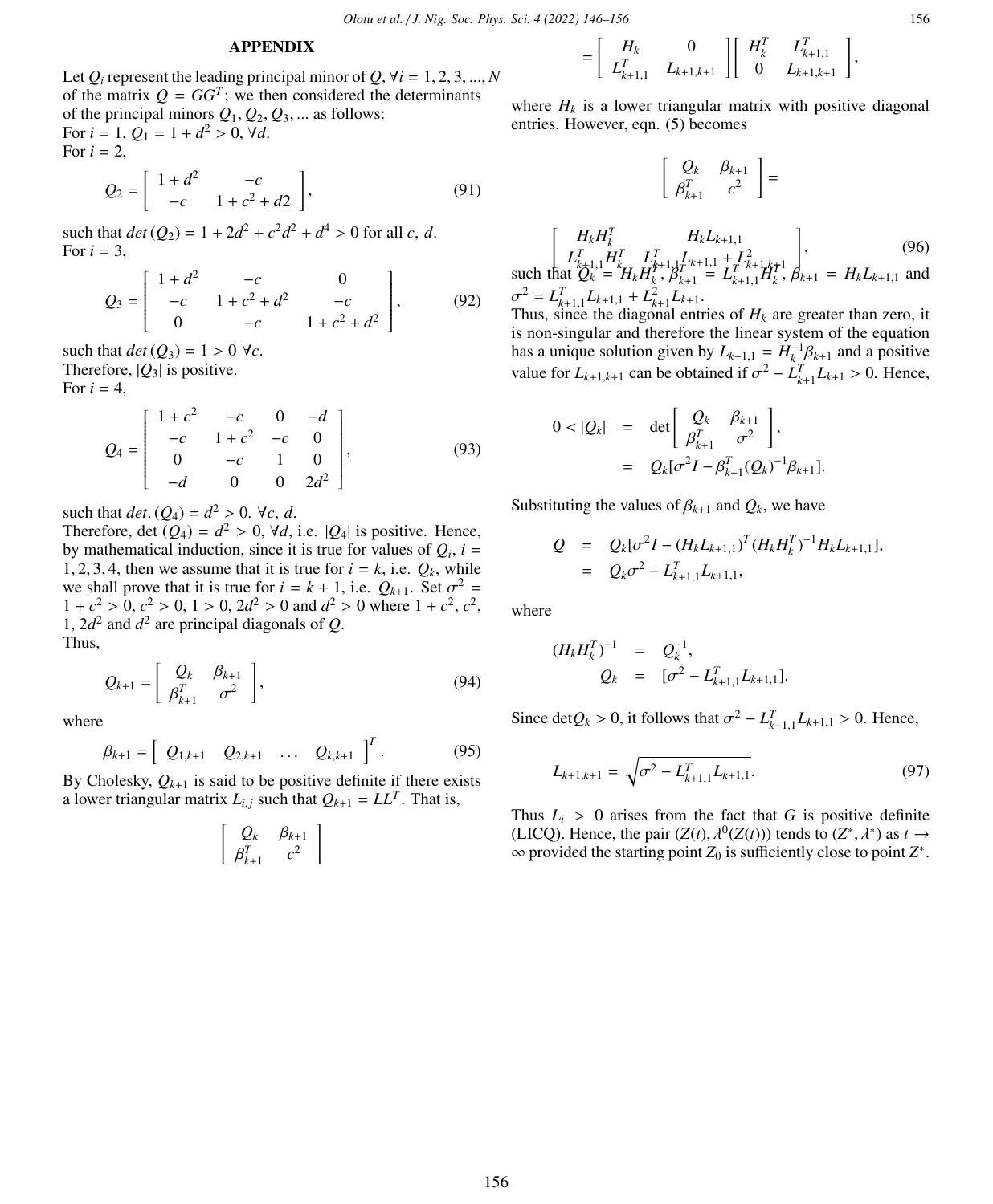## APPENDIX

Let $Q_i$ represent the leading principal minor of $Q, \forall i = 1, 2, 3, ..., N$ of the matrix $Q = GG^T$; we then considered the determinants of the principal minors $Q_1, Q_2, Q_3, ...$ as follows:
For $i = 1$, $Q_1 = 1 + d^2 > 0, \forall d$.
For $i = 2$,

$$Q_2 = \begin{bmatrix} 1 + d^2 & -c \\ -c & 1 + c^2 + d2 \end{bmatrix}, \tag{91}$$

such that $det(Q_2) = 1 + 2d^2 + c^2d^2 + d^4 > 0$ for all $c$, $d$.
For $i = 3$,

$$Q_3 = \begin{bmatrix} 1 + d^2 & -c & 0 \\ -c & 1 + c^2 + d^2 & -c \\ 0 & -c & 1 + c^2 + d^2 \end{bmatrix}, \tag{92}$$

such that $det(Q_3) = 1 > 0 \ \forall c$.
Therefore, $|Q_3|$ is positive.
For $i = 4$,

$$Q_4 = \begin{bmatrix} 1 + c^2 & -c & 0 & -d \\ -c & 1 + c^2 & -c & 0 \\ 0 & -c & 1 & 0 \\ -d & 0 & 0 & 2d^2 \end{bmatrix}, \tag{93}$$

such that $det.(Q_4) = d^2 > 0. \ \forall c, d$.
Therefore, det $(Q_4) = d^2 > 0, \forall d$, i.e. $|Q_4|$ is positive. Hence, by mathematical induction, since it is true for values of $Q_i$, $i = 1, 2, 3, 4$, then we assume that it is true for $i = k$, i.e. $Q_k$, while we shall prove that it is true for $i = k + 1$, i.e. $Q_{k+1}$. Set $\sigma^2 = 1 + c^2 > 0, c^2 > 0, 1 > 0, 2d^2 > 0$ and $d^2 > 0$ where $1 + c^2$, $c^2$, $1$, $2d^2$ and $d^2$ are principal diagonals of $Q$.
Thus,

$$Q_{k+1} = \begin{bmatrix} Q_k & \beta_{k+1} \\ \beta_{k+1}^T & \sigma^2 \end{bmatrix}, \tag{94}$$

where

$$\beta_{k+1} = \begin{bmatrix} Q_{1,k+1} & Q_{2,k+1} & \dots & Q_{k,k+1} \end{bmatrix}^T. \tag{95}$$

By Cholesky, $Q_{k+1}$ is said to be positive definite if there exists a lower triangular matrix $L_{i,j}$ such that $Q_{k+1} = LL^T$. That is,

$$\begin{bmatrix} Q_k & \beta_{k+1} \\ \beta_{k+1}^T & c^2 \end{bmatrix}$$

$$= \begin{bmatrix} H_k & 0 \\ L_{k+1,1}^T & L_{k+1,k+1} \end{bmatrix} \begin{bmatrix} H_k^T & L_{k+1,1}^T \\ 0 & L_{k+1,k+1} \end{bmatrix},$$

where $H_k$ is a lower triangular matrix with positive diagonal entries. However, eqn. (5) becomes

$$\begin{bmatrix} Q_k & \beta_{k+1} \\ \beta_{k+1}^T & c^2 \end{bmatrix} =$$

$$\begin{bmatrix} H_k H_k^T & H_k L_{k+1,1} \\ L_{k+1,1}^T H_k^T & L_{k+1,1}^T L_{k+1,1} + L_{k+1,k+1}^2 \end{bmatrix}, \tag{96}$$

such that $Q_k = H_k H_k^T$, $\beta_{k+1}^T = L_{k+1,1}^T H_k^T$, $\beta_{k+1} = H_k L_{k+1,1}$ and $\sigma^2 = L_{k+1,1}^T L_{k+1,1} + L_{k+1}^2 L_{k+1}$.
Thus, since the diagonal entries of $H_k$ are greater than zero, it is non-singular and therefore the linear system of the equation has a unique solution given by $L_{k+1,1} = H_k^{-1}\beta_{k+1}$ and a positive value for $L_{k+1,k+1}$ can be obtained if $\sigma^2 - L_{k+1}^T L_{k+1} > 0$. Hence,

$$\begin{aligned} 0 < |Q_k| &= \det \begin{bmatrix} Q_k & \beta_{k+1} \\ \beta_{k+1}^T & \sigma^2 \end{bmatrix}, \\ &= Q_k[\sigma^2 I - \beta_{k+1}^T (Q_k)^{-1} \beta_{k+1}]. \end{aligned}$$

Substituting the values of $\beta_{k+1}$ and $Q_k$, we have

$$\begin{aligned} Q &= Q_k[\sigma^2 I - (H_k L_{k+1,1})^T (H_k H_k^T)^{-1} H_k L_{k+1,1}], \\ &= Q_k \sigma^2 - L_{k+1,1}^T L_{k+1,1}, \end{aligned}$$

where

$$\begin{aligned} (H_k H_k^T)^{-1} &= Q_k^{-1}, \\ Q_k &= [\sigma^2 - L_{k+1,1}^T L_{k+1,1}]. \end{aligned}$$

Since $\det Q_k > 0$, it follows that $\sigma^2 - L_{k+1,1}^T L_{k+1,1} > 0$. Hence,

$$L_{k+1,k+1} = \sqrt{\sigma^2 - L_{k+1,1}^T L_{k+1,1}}. \tag{97}$$

Thus $L_i > 0$ arises from the fact that $G$ is positive definite (LICQ). Hence, the pair $(Z(t), \lambda^0(Z(t)))$ tends to $(Z^*, \lambda^*)$ as $t \to \infty$ provided the starting point $Z_0$ is sufficiently close to point $Z^*$.